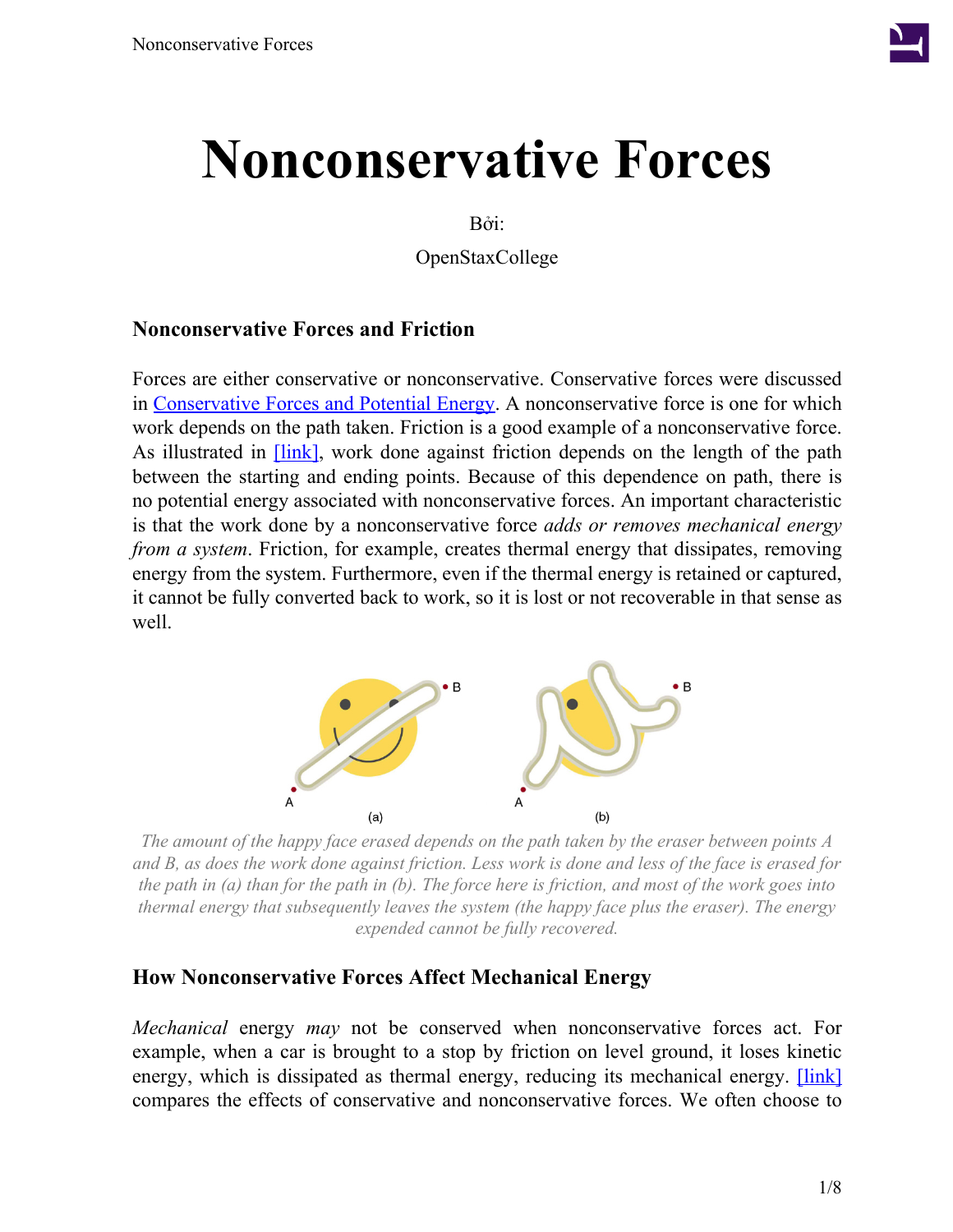# Nonconservative Forces

Bởi:

OpenStaxCollege

### Nonconservative Forces and Friction

Forces are either conservative or nonconservative. Conservative forces were discussed in [Conservative Forces and Potential Energy](). A nonconservative force is one for which work depends on the path taken. Friction is a good example of a nonconservative force. As illustrated in [link], work done against friction depends on the length of the path between the starting and ending points. Because of this dependence on path, there is no potential energy associated with nonconservative forces. An important characteristic is that the work done by a nonconservative force *adds or removes mechanical energy from a system*. Friction, for example, creates thermal energy that dissipates, removing energy from the system. Furthermore, even if the thermal energy is retained or captured, it cannot be fully converted back to work, so it is lost or not recoverable in that sense as well.

B

A

(a)

B

A

(b)

*The amount of the happy face erased depends on the path taken by the eraser between points A and B, as does the work done against friction. Less work is done and less of the face is erased for the path in (a) than for the path in (b). The force here is friction, and most of the work goes into thermal energy that subsequently leaves the system (the happy face plus the eraser). The energy expended cannot be fully recovered.*

### How Nonconservative Forces Affect Mechanical Energy

*Mechanical* energy *may* not be conserved when nonconservative forces act. For example, when a car is brought to a stop by friction on level ground, it loses kinetic energy, which is dissipated as thermal energy, reducing its mechanical energy. [link] compares the effects of conservative and nonconservative forces. We often choose to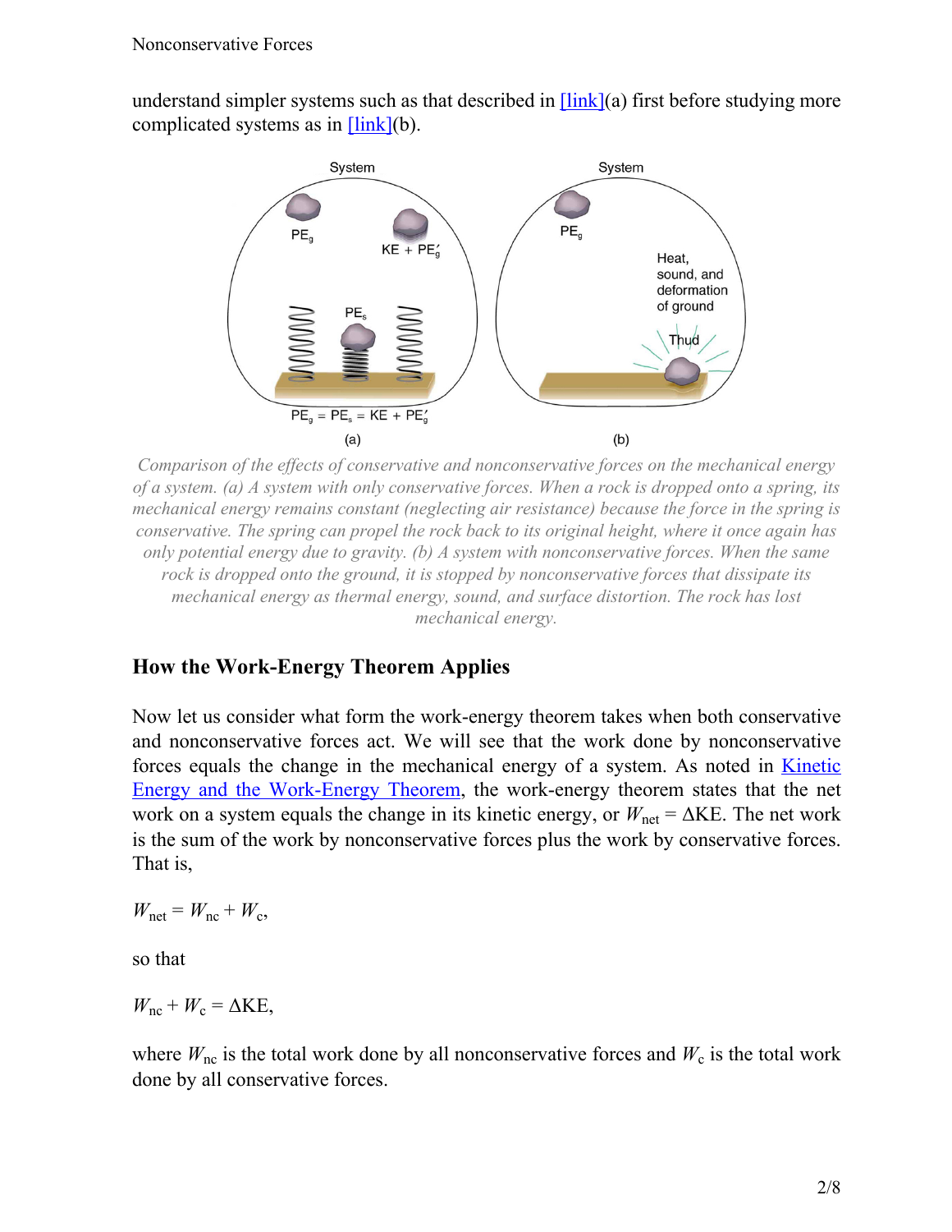understand simpler systems such as that described in [link](a) first before studying more complicated systems as in [link](b).

*Comparison of the effects of conservative and nonconservative forces on the mechanical energy of a system. (a) A system with only conservative forces. When a rock is dropped onto a spring, its mechanical energy remains constant (neglecting air resistance) because the force in the spring is conservative. The spring can propel the rock back to its original height, where it once again has only potential energy due to gravity. (b) A system with nonconservative forces. When the same rock is dropped onto the ground, it is stopped by nonconservative forces that dissipate its mechanical energy as thermal energy, sound, and surface distortion. The rock has lost mechanical energy.*

## How the Work-Energy Theorem Applies

Now let us consider what form the work-energy theorem takes when both conservative and nonconservative forces act. We will see that the work done by nonconservative forces equals the change in the mechanical energy of a system. As noted in Kinetic Energy and the Work-Energy Theorem, the work-energy theorem states that the net work on a system equals the change in its kinetic energy, or $W_{\text{net}} = \Delta\text{KE}$. The net work is the sum of the work by nonconservative forces plus the work by conservative forces. That is,

$$W_{\text{net}} = W_{\text{nc}} + W_{\text{c}},$$

so that

$$W_{\text{nc}} + W_{\text{c}} = \Delta\text{KE},$$

where $W_{\text{nc}}$ is the total work done by all nonconservative forces and $W_{\text{c}}$ is the total work done by all conservative forces.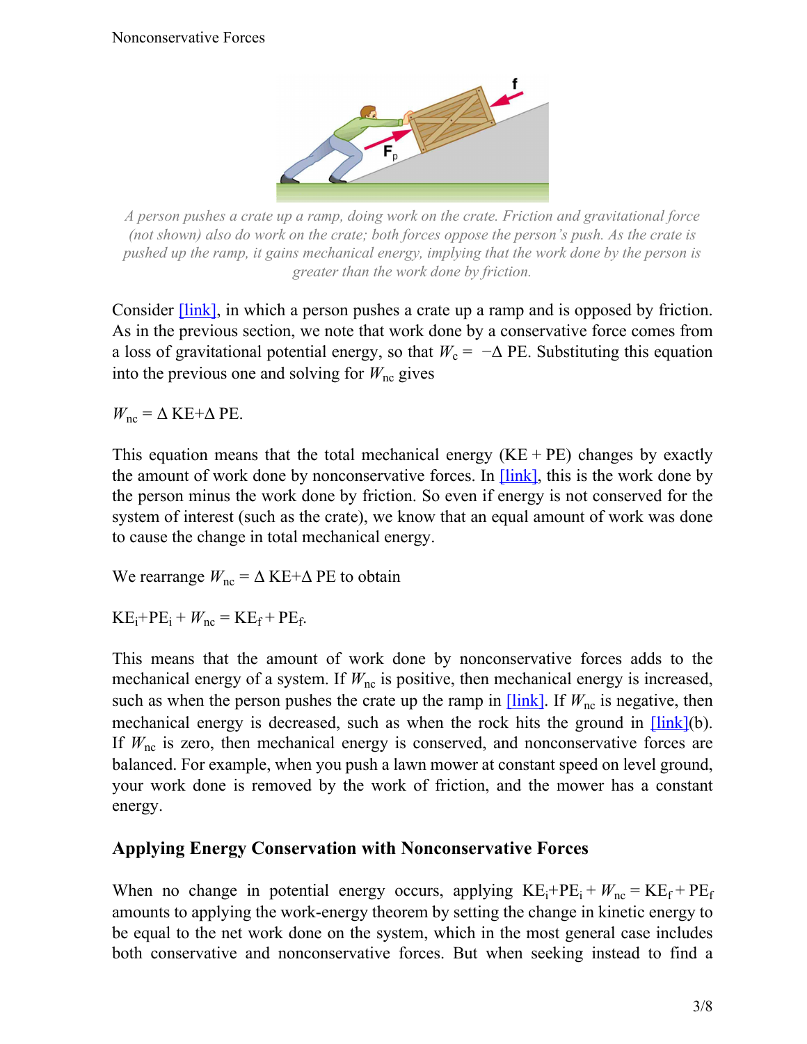*A person pushes a crate up a ramp, doing work on the crate. Friction and gravitational force (not shown) also do work on the crate; both forces oppose the person's push. As the crate is pushed up the ramp, it gains mechanical energy, implying that the work done by the person is greater than the work done by friction.*

Consider [link], in which a person pushes a crate up a ramp and is opposed by friction. As in the previous section, we note that work done by a conservative force comes from a loss of gravitational potential energy, so that $W_c = -\Delta \text{ PE}$. Substituting this equation into the previous one and solving for $W_{nc}$ gives

$$W_{nc} = \Delta \text{ KE} + \Delta \text{ PE}.$$

This equation means that the total mechanical energy (KE + PE) changes by exactly the amount of work done by nonconservative forces. In [link], this is the work done by the person minus the work done by friction. So even if energy is not conserved for the system of interest (such as the crate), we know that an equal amount of work was done to cause the change in total mechanical energy.

We rearrange $W_{nc} = \Delta \text{ KE} + \Delta \text{ PE}$ to obtain

$$\text{KE}_i + \text{PE}_i + W_{nc} = \text{KE}_f + \text{PE}_f.$$

This means that the amount of work done by nonconservative forces adds to the mechanical energy of a system. If $W_{nc}$ is positive, then mechanical energy is increased, such as when the person pushes the crate up the ramp in [link]. If $W_{nc}$ is negative, then mechanical energy is decreased, such as when the rock hits the ground in [link](b). If $W_{nc}$ is zero, then mechanical energy is conserved, and nonconservative forces are balanced. For example, when you push a lawn mower at constant speed on level ground, your work done is removed by the work of friction, and the mower has a constant energy.

## Applying Energy Conservation with Nonconservative Forces

When no change in potential energy occurs, applying $\text{KE}_i + \text{PE}_i + W_{nc} = \text{KE}_f + \text{PE}_f$ amounts to applying the work-energy theorem by setting the change in kinetic energy to be equal to the net work done on the system, which in the most general case includes both conservative and nonconservative forces. But when seeking instead to find a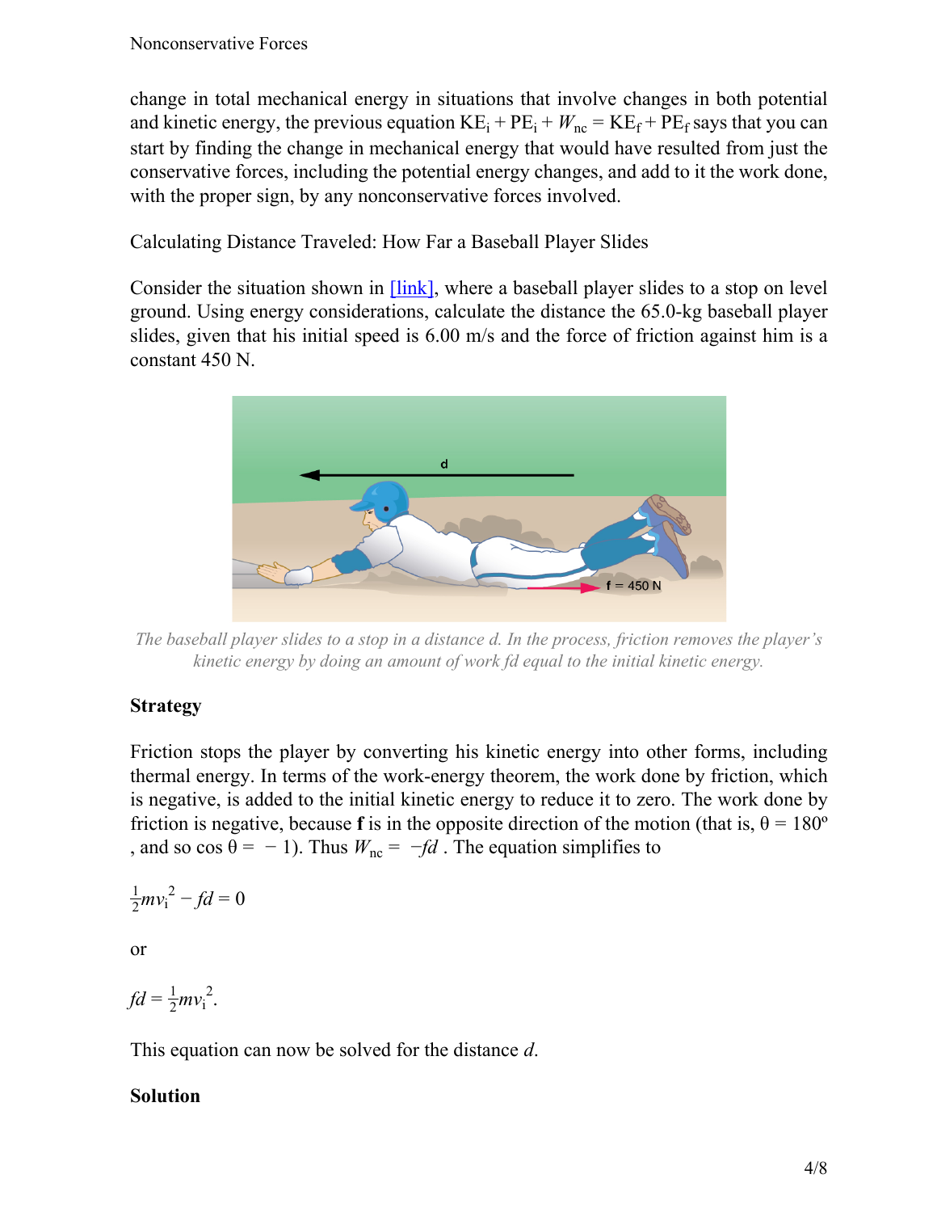change in total mechanical energy in situations that involve changes in both potential and kinetic energy, the previous equation $\text{KE}_\text{i} + \text{PE}_\text{i} + W_\text{nc} = \text{KE}_\text{f} + \text{PE}_\text{f}$ says that you can start by finding the change in mechanical energy that would have resulted from just the conservative forces, including the potential energy changes, and add to it the work done, with the proper sign, by any nonconservative forces involved.

Calculating Distance Traveled: How Far a Baseball Player Slides

Consider the situation shown in [link], where a baseball player slides to a stop on level ground. Using energy considerations, calculate the distance the 65.0-kg baseball player slides, given that his initial speed is 6.00 m/s and the force of friction against him is a constant 450 N.

*The baseball player slides to a stop in a distance d. In the process, friction removes the player's kinetic energy by doing an amount of work fd equal to the initial kinetic energy.*

**Strategy**

Friction stops the player by converting his kinetic energy into other forms, including thermal energy. In terms of the work-energy theorem, the work done by friction, which is negative, is added to the initial kinetic energy to reduce it to zero. The work done by friction is negative, because **f** is in the opposite direction of the motion (that is, $\theta = 180^\circ$, and so $\cos \theta = -1$). Thus $W_\text{nc} = -fd$. The equation simplifies to

$$\frac{1}{2}mv_\text{i}^2 - fd = 0$$

or

$$fd = \frac{1}{2}mv_\text{i}^2.$$

This equation can now be solved for the distance $d$.

**Solution**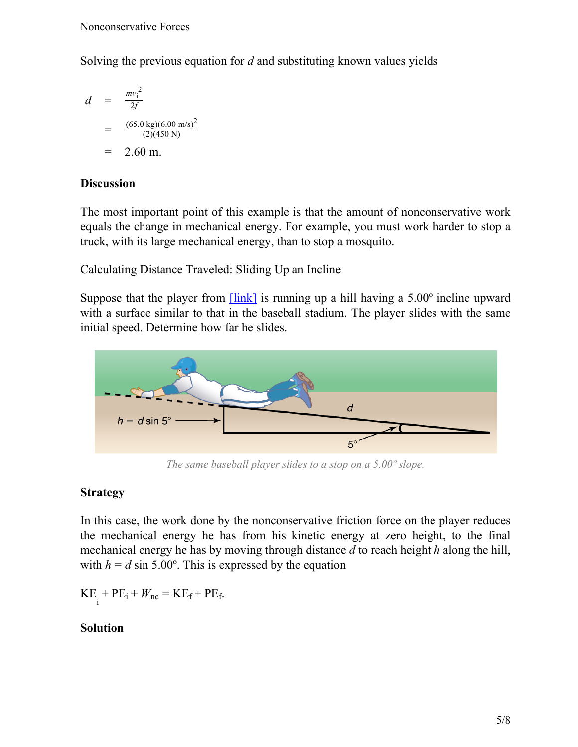Solving the previous equation for $d$ and substituting known values yields

$$\begin{aligned} d &= \frac{mv_i^2}{2f} \\ &= \frac{(65.0\text{ kg})(6.00\text{ m/s})^2}{(2)(450\text{ N})} \\ &= 2.60\text{ m.} \end{aligned}$$

**Discussion**

The most important point of this example is that the amount of nonconservative work equals the change in mechanical energy. For example, you must work harder to stop a truck, with its large mechanical energy, than to stop a mosquito.

Calculating Distance Traveled: Sliding Up an Incline

Suppose that the player from [link] is running up a hill having a 5.00º incline upward with a surface similar to that in the baseball stadium. The player slides with the same initial speed. Determine how far he slides.

*The same baseball player slides to a stop on a 5.00º slope.*

**Strategy**

In this case, the work done by the nonconservative friction force on the player reduces the mechanical energy he has from his kinetic energy at zero height, to the final mechanical energy he has by moving through distance $d$ to reach height $h$ along the hill, with $h = d \sin 5.00º$. This is expressed by the equation

$$\text{KE}_i + \text{PE}_i + W_{nc} = \text{KE}_f + \text{PE}_f.$$

**Solution**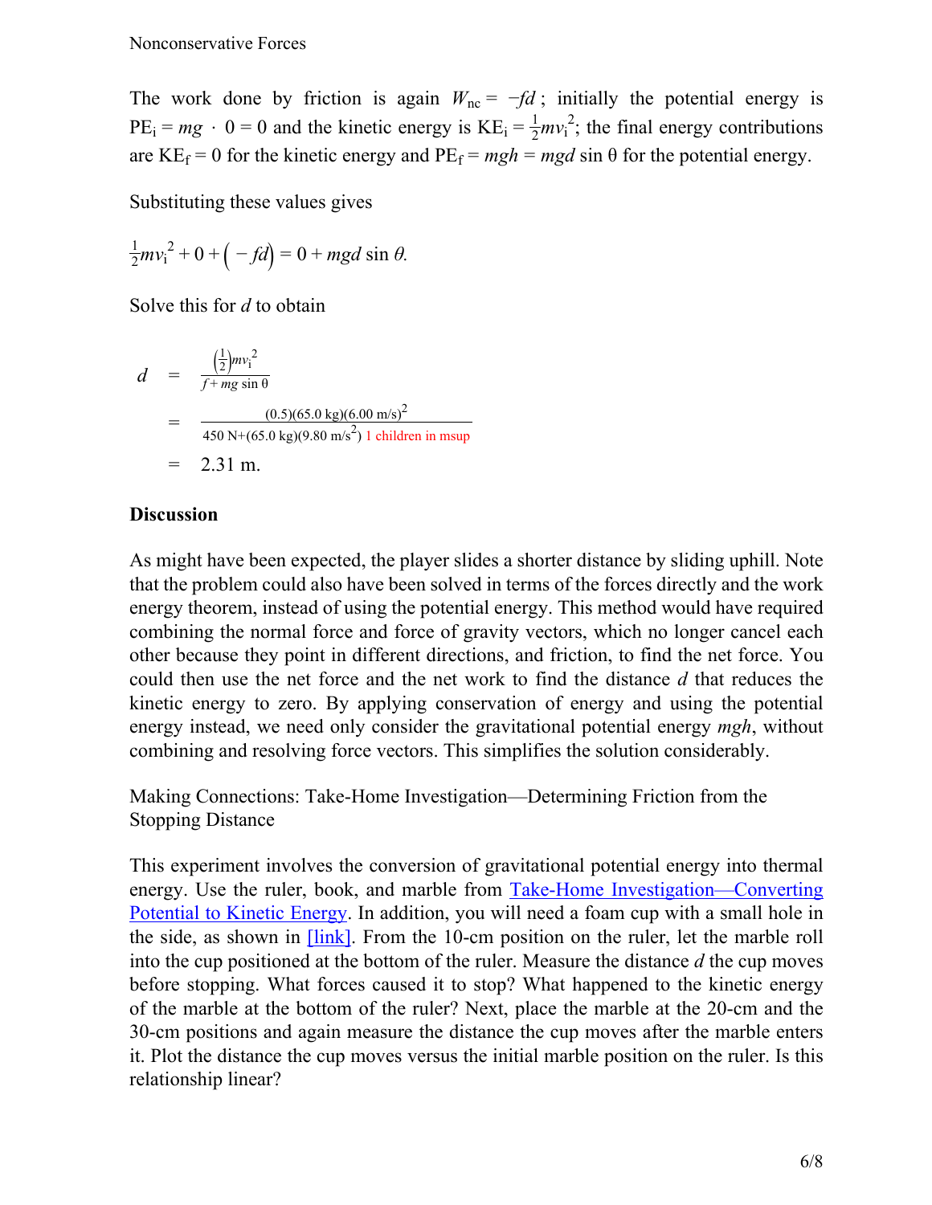The work done by friction is again $W_{nc} = -fd$; initially the potential energy is $PE_i = mg \cdot 0 = 0$ and the kinetic energy is $KE_i = \frac{1}{2}mv_i^2$; the final energy contributions are $KE_f = 0$ for the kinetic energy and $PE_f = mgh = mgd \sin \theta$ for the potential energy.

Substituting these values gives

$$\frac{1}{2}mv_i^2 + 0 + \left(-fd\right) = 0 + mgd \sin \theta.$$

Solve this for $d$ to obtain

$$\begin{aligned} d &= \frac{\left(\frac{1}{2}\right)mv_i^2}{f + mg \sin \theta} \\ &= \frac{(0.5)(65.0 \text{ kg})(6.00 \text{ m/s})^2}{450 \text{ N} + (65.0 \text{ kg})(9.80 \text{ m/s}^2) \text{ 1 children in msup}} \\ &= 2.31 \text{ m.} \end{aligned}$$

**Discussion**

As might have been expected, the player slides a shorter distance by sliding uphill. Note that the problem could also have been solved in terms of the forces directly and the work energy theorem, instead of using the potential energy. This method would have required combining the normal force and force of gravity vectors, which no longer cancel each other because they point in different directions, and friction, to find the net force. You could then use the net force and the net work to find the distance $d$ that reduces the kinetic energy to zero. By applying conservation of energy and using the potential energy instead, we need only consider the gravitational potential energy $mgh$, without combining and resolving force vectors. This simplifies the solution considerably.

Making Connections: Take-Home Investigation—Determining Friction from the Stopping Distance

This experiment involves the conversion of gravitational potential energy into thermal energy. Use the ruler, book, and marble from [Take-Home Investigation—Converting Potential to Kinetic Energy](). In addition, you will need a foam cup with a small hole in the side, as shown in [link]. From the 10-cm position on the ruler, let the marble roll into the cup positioned at the bottom of the ruler. Measure the distance $d$ the cup moves before stopping. What forces caused it to stop? What happened to the kinetic energy of the marble at the bottom of the ruler? Next, place the marble at the 20-cm and the 30-cm positions and again measure the distance the cup moves after the marble enters it. Plot the distance the cup moves versus the initial marble position on the ruler. Is this relationship linear?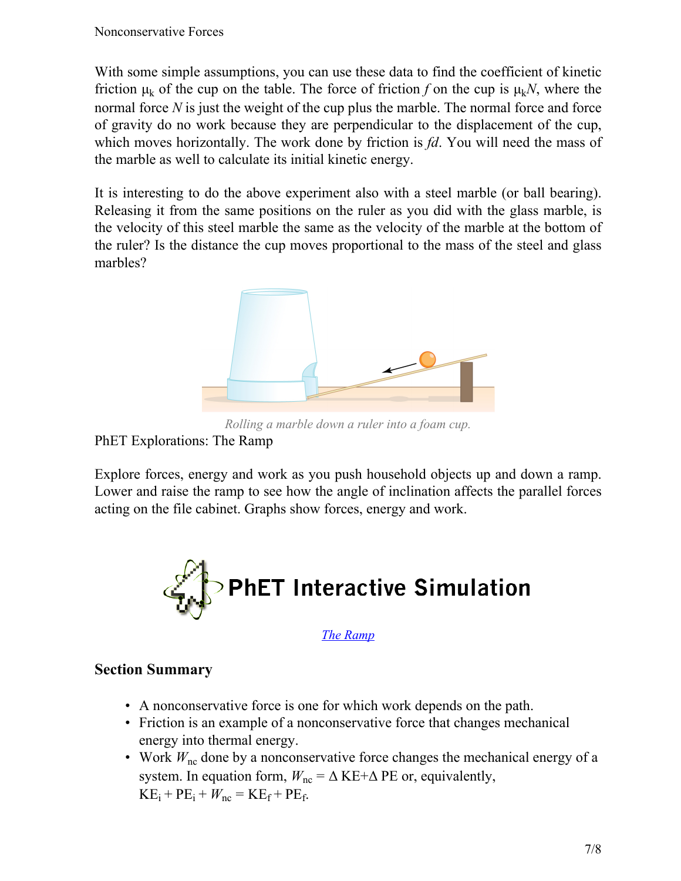With some simple assumptions, you can use these data to find the coefficient of kinetic friction $\mu_k$ of the cup on the table. The force of friction $f$ on the cup is $\mu_k N$, where the normal force $N$ is just the weight of the cup plus the marble. The normal force and force of gravity do no work because they are perpendicular to the displacement of the cup, which moves horizontally. The work done by friction is $fd$. You will need the mass of the marble as well to calculate its initial kinetic energy.

It is interesting to do the above experiment also with a steel marble (or ball bearing). Releasing it from the same positions on the ruler as you did with the glass marble, is the velocity of this steel marble the same as the velocity of the marble at the bottom of the ruler? Is the distance the cup moves proportional to the mass of the steel and glass marbles?

*Rolling a marble down a ruler into a foam cup.*

PhET Explorations: The Ramp

Explore forces, energy and work as you push household objects up and down a ramp. Lower and raise the ramp to see how the angle of inclination affects the parallel forces acting on the file cabinet. Graphs show forces, energy and work.

PhET Interactive Simulation

The Ramp

### Section Summary

- A nonconservative force is one for which work depends on the path.
- Friction is an example of a nonconservative force that changes mechanical energy into thermal energy.
- Work $W_{nc}$ done by a nonconservative force changes the mechanical energy of a system. In equation form, $W_{nc} = \Delta \text{KE} + \Delta \text{PE}$ or, equivalently, $\text{KE}_i + \text{PE}_i + W_{nc} = \text{KE}_f + \text{PE}_f$.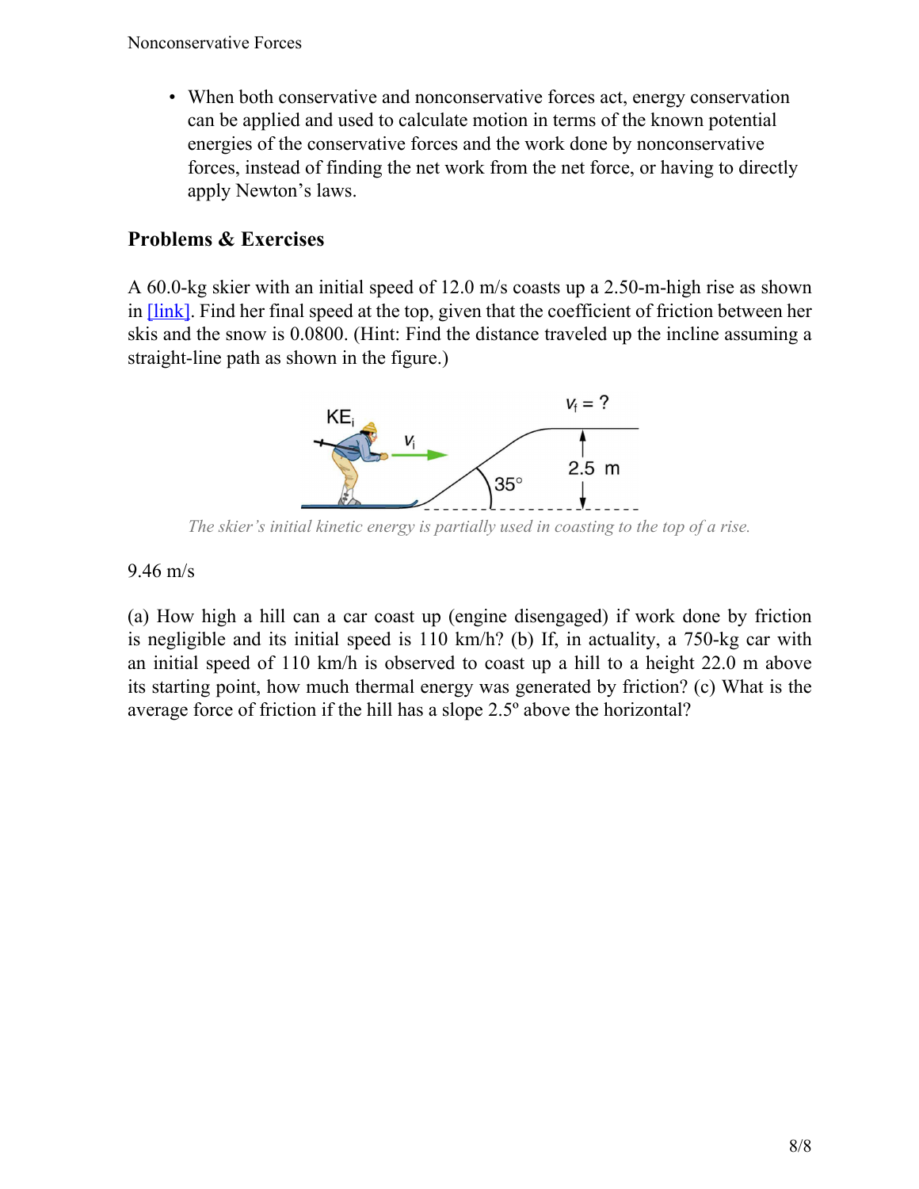- When both conservative and nonconservative forces act, energy conservation can be applied and used to calculate motion in terms of the known potential energies of the conservative forces and the work done by nonconservative forces, instead of finding the net work from the net force, or having to directly apply Newton's laws.

## Problems & Exercises

A 60.0-kg skier with an initial speed of 12.0 m/s coasts up a 2.50-m-high rise as shown in [link]. Find her final speed at the top, given that the coefficient of friction between her skis and the snow is 0.0800. (Hint: Find the distance traveled up the incline assuming a straight-line path as shown in the figure.)

$KE_i$

$v_i$

$v_f = ?$

2.5 m

35°

*The skier's initial kinetic energy is partially used in coasting to the top of a rise.*

9.46 m/s

(a) How high a hill can a car coast up (engine disengaged) if work done by friction is negligible and its initial speed is 110 km/h? (b) If, in actuality, a 750-kg car with an initial speed of 110 km/h is observed to coast up a hill to a height 22.0 m above its starting point, how much thermal energy was generated by friction? (c) What is the average force of friction if the hill has a slope 2.5º above the horizontal?